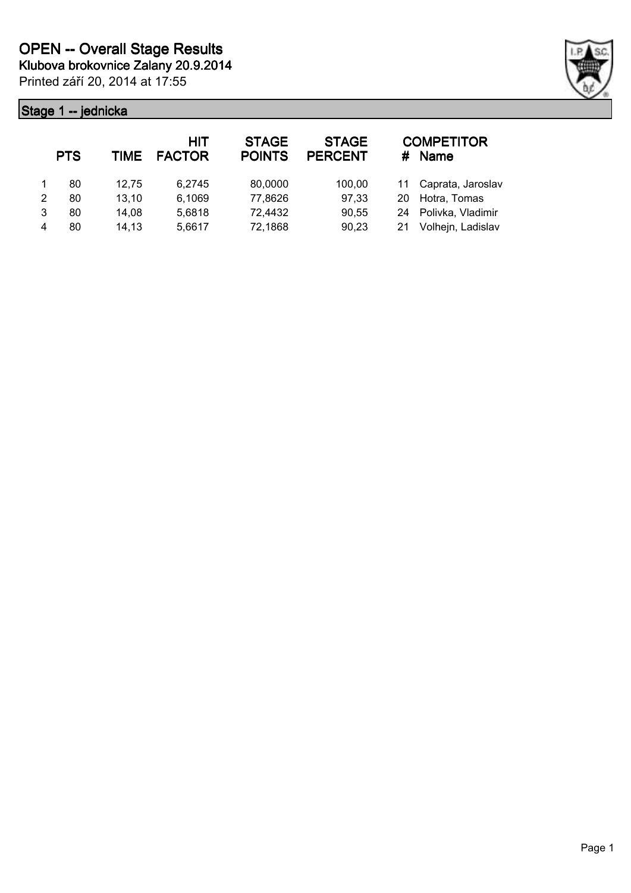# OPEN -- Overall Stage Results

**Klubova brokovnice Zalany 20.9.2014**

Printed září 20, 2014 at 17:55

## Stage 1 -- jednicka

| | PTS | TIME | HIT FACTOR | STAGE POINTS | STAGE PERCENT | # | COMPETITOR Name |
|---|---|---|---|---|---|---|---|
| 1 | 80 | 12,75 | 6,2745 | 80,0000 | 100,00 | 11 | Caprata, Jaroslav |
| 2 | 80 | 13,10 | 6,1069 | 77,8626 | 97,33 | 20 | Hotra, Tomas |
| 3 | 80 | 14,08 | 5,6818 | 72,4432 | 90,55 | 24 | Polivka, Vladimir |
| 4 | 80 | 14,13 | 5,6617 | 72,1868 | 90,23 | 21 | Volhejn, Ladislav |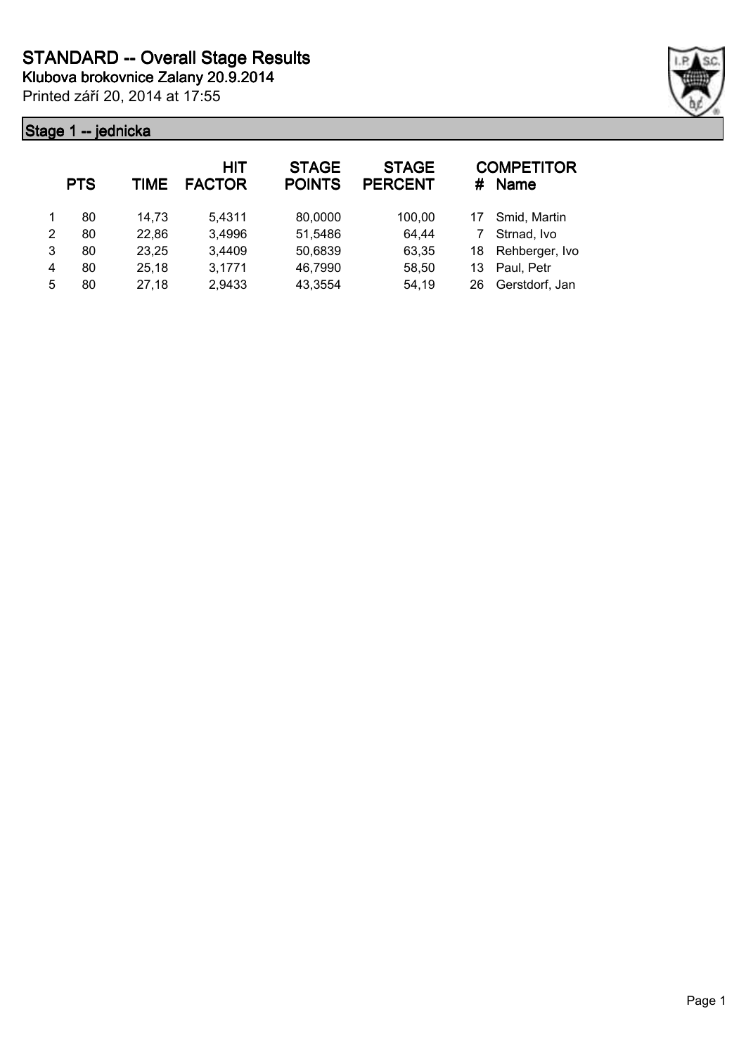# STANDARD -- Overall Stage Results

**Klubova brokovnice Zalany 20.9.2014**

Printed září 20, 2014 at 17:55

## Stage 1 -- jednicka

| | PTS | TIME | HIT FACTOR | STAGE POINTS | STAGE PERCENT | # | COMPETITOR Name |
|---|---|---|---|---|---|---|---|
| 1 | 80 | 14,73 | 5,4311 | 80,0000 | 100,00 | 17 | Smid, Martin |
| 2 | 80 | 22,86 | 3,4996 | 51,5486 | 64,44 | 7 | Strnad, Ivo |
| 3 | 80 | 23,25 | 3,4409 | 50,6839 | 63,35 | 18 | Rehberger, Ivo |
| 4 | 80 | 25,18 | 3,1771 | 46,7990 | 58,50 | 13 | Paul, Petr |
| 5 | 80 | 27,18 | 2,9433 | 43,3554 | 54,19 | 26 | Gerstdorf, Jan |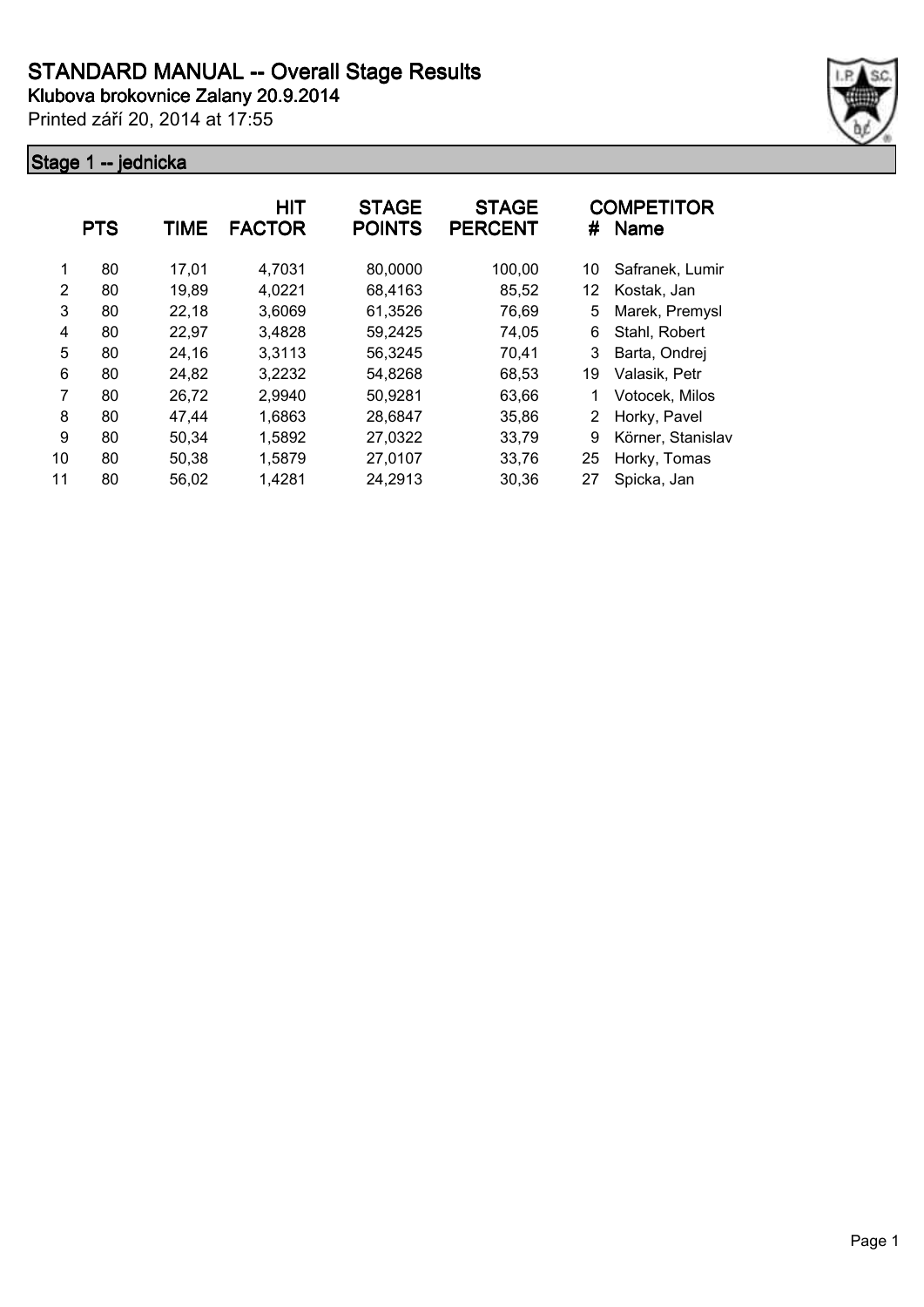# STANDARD MANUAL -- Overall Stage Results

**Klubova brokovnice Zalany 20.9.2014**

Printed září 20, 2014 at 17:55

## Stage 1 -- jednicka

| | PTS | TIME | HIT FACTOR | STAGE POINTS | STAGE PERCENT | # | COMPETITOR Name |
|---|---|---|---|---|---|---|---|
| 1 | 80 | 17,01 | 4,7031 | 80,0000 | 100,00 | 10 | Safranek, Lumir |
| 2 | 80 | 19,89 | 4,0221 | 68,4163 | 85,52 | 12 | Kostak, Jan |
| 3 | 80 | 22,18 | 3,6069 | 61,3526 | 76,69 | 5 | Marek, Premysl |
| 4 | 80 | 22,97 | 3,4828 | 59,2425 | 74,05 | 6 | Stahl, Robert |
| 5 | 80 | 24,16 | 3,3113 | 56,3245 | 70,41 | 3 | Barta, Ondrej |
| 6 | 80 | 24,82 | 3,2232 | 54,8268 | 68,53 | 19 | Valasik, Petr |
| 7 | 80 | 26,72 | 2,9940 | 50,9281 | 63,66 | 1 | Votocek, Milos |
| 8 | 80 | 47,44 | 1,6863 | 28,6847 | 35,86 | 2 | Horky, Pavel |
| 9 | 80 | 50,34 | 1,5892 | 27,0322 | 33,79 | 9 | Körner, Stanislav |
| 10 | 80 | 50,38 | 1,5879 | 27,0107 | 33,76 | 25 | Horky, Tomas |
| 11 | 80 | 56,02 | 1,4281 | 24,2913 | 30,36 | 27 | Spicka, Jan |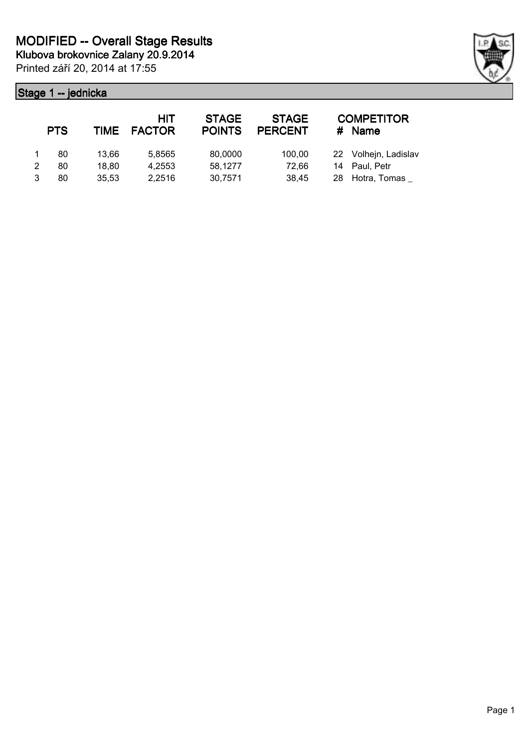# MODIFIED -- Overall Stage Results

**Klubova brokovnice Zalany 20.9.2014**

Printed září 20, 2014 at 17:55

## Stage 1 -- jednicka

|   | PTS | TIME | HIT FACTOR | STAGE POINTS | STAGE PERCENT | # | COMPETITOR Name |
|---|---|---|---|---|---|---|---|
| 1 | 80 | 13,66 | 5,8565 | 80,0000 | 100,00 | 22 | Volhejn, Ladislav |
| 2 | 80 | 18,80 | 4,2553 | 58,1277 | 72,66 | 14 | Paul, Petr |
| 3 | 80 | 35,53 | 2,2516 | 30,7571 | 38,45 | 28 | Hotra, Tomas _ |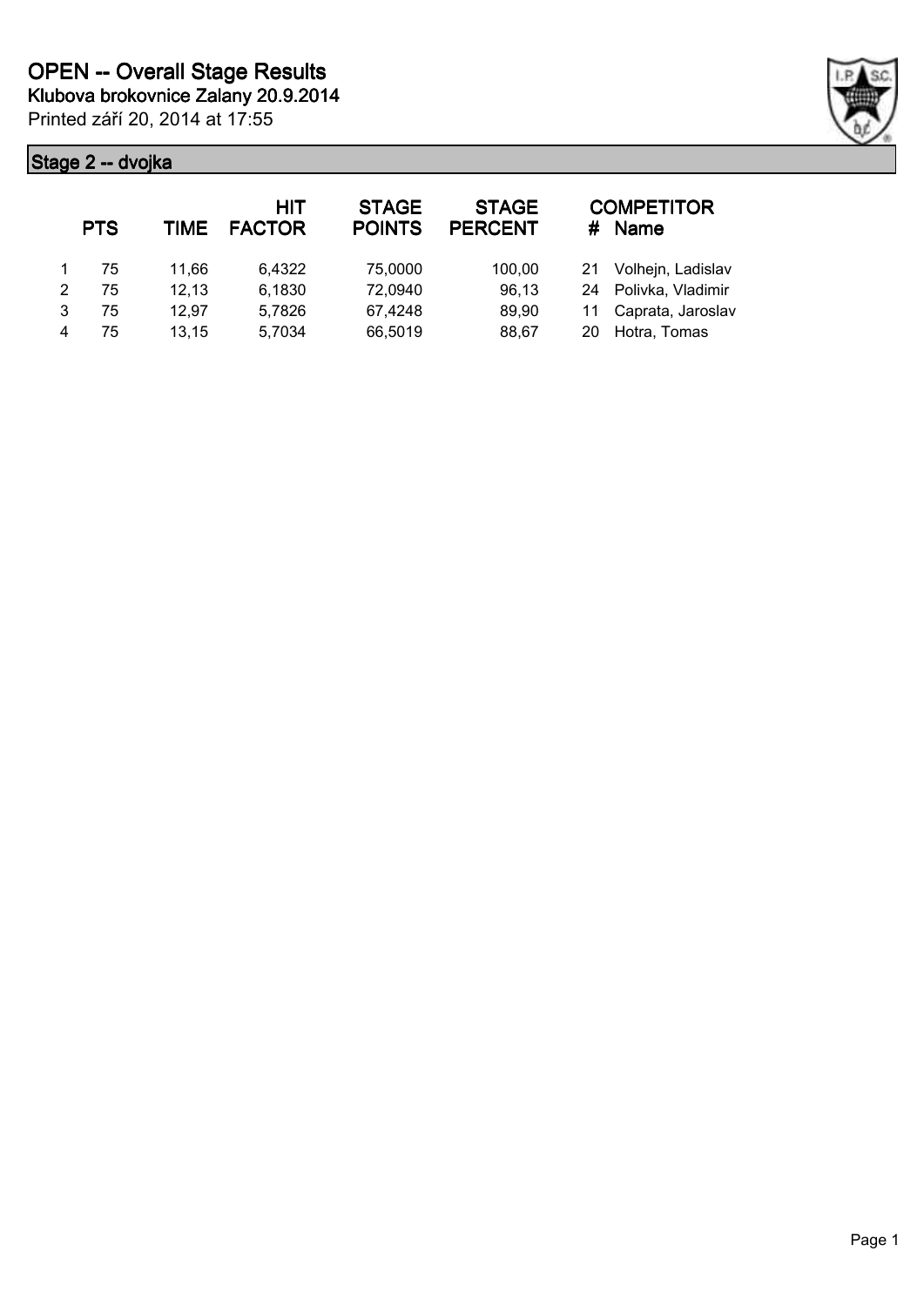# OPEN -- Overall Stage Results

**Klubova brokovnice Zalany 20.9.2014**

Printed září 20, 2014 at 17:55

## Stage 2 -- dvojka

| | PTS | TIME | HIT FACTOR | STAGE POINTS | STAGE PERCENT | # | COMPETITOR Name |
|---|---|---|---|---|---|---|---|
| 1 | 75 | 11,66 | 6,4322 | 75,0000 | 100,00 | 21 | Volhejn, Ladislav |
| 2 | 75 | 12,13 | 6,1830 | 72,0940 | 96,13 | 24 | Polivka, Vladimir |
| 3 | 75 | 12,97 | 5,7826 | 67,4248 | 89,90 | 11 | Caprata, Jaroslav |
| 4 | 75 | 13,15 | 5,7034 | 66,5019 | 88,67 | 20 | Hotra, Tomas |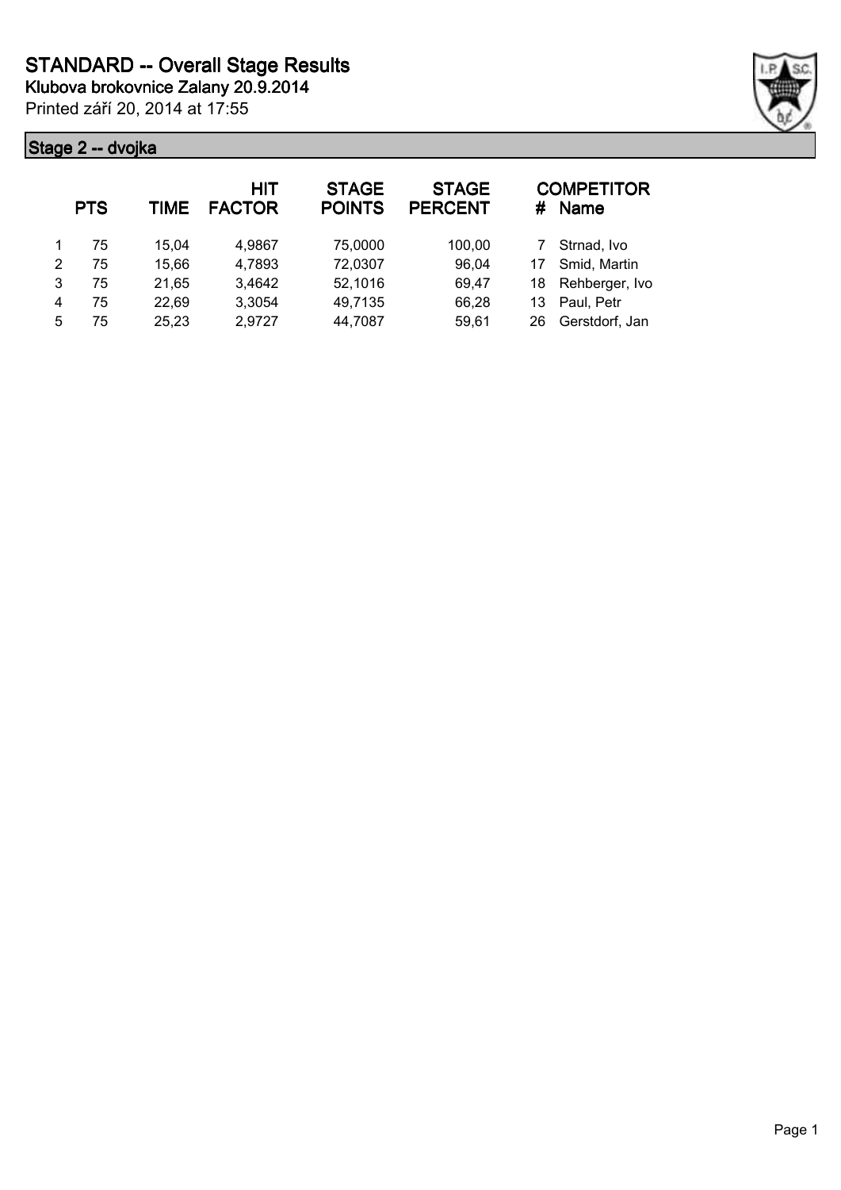# STANDARD -- Overall Stage Results

**Klubova brokovnice Zalany 20.9.2014**

Printed září 20, 2014 at 17:55

## Stage 2 -- dvojka

| | PTS | TIME | HIT FACTOR | STAGE POINTS | STAGE PERCENT | # | COMPETITOR Name |
|---|---|---|---|---|---|---|---|
| 1 | 75 | 15,04 | 4,9867 | 75,0000 | 100,00 | 7 | Strnad, Ivo |
| 2 | 75 | 15,66 | 4,7893 | 72,0307 | 96,04 | 17 | Smid, Martin |
| 3 | 75 | 21,65 | 3,4642 | 52,1016 | 69,47 | 18 | Rehberger, Ivo |
| 4 | 75 | 22,69 | 3,3054 | 49,7135 | 66,28 | 13 | Paul, Petr |
| 5 | 75 | 25,23 | 2,9727 | 44,7087 | 59,61 | 26 | Gerstdorf, Jan |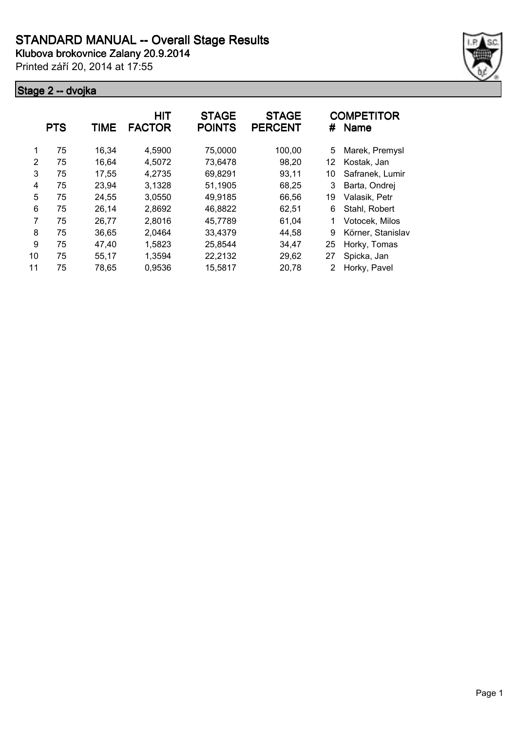# STANDARD MANUAL -- Overall Stage Results

**Klubova brokovnice Zalany 20.9.2014**

Printed září 20, 2014 at 17:55

## Stage 2 -- dvojka

| | PTS | TIME | HIT FACTOR | STAGE POINTS | STAGE PERCENT | # | COMPETITOR Name |
|---|---|---|---|---|---|---|---|
| 1 | 75 | 16,34 | 4,5900 | 75,0000 | 100,00 | 5 | Marek, Premysl |
| 2 | 75 | 16,64 | 4,5072 | 73,6478 | 98,20 | 12 | Kostak, Jan |
| 3 | 75 | 17,55 | 4,2735 | 69,8291 | 93,11 | 10 | Safranek, Lumir |
| 4 | 75 | 23,94 | 3,1328 | 51,1905 | 68,25 | 3 | Barta, Ondrej |
| 5 | 75 | 24,55 | 3,0550 | 49,9185 | 66,56 | 19 | Valasik, Petr |
| 6 | 75 | 26,14 | 2,8692 | 46,8822 | 62,51 | 6 | Stahl, Robert |
| 7 | 75 | 26,77 | 2,8016 | 45,7789 | 61,04 | 1 | Votocek, Milos |
| 8 | 75 | 36,65 | 2,0464 | 33,4379 | 44,58 | 9 | Körner, Stanislav |
| 9 | 75 | 47,40 | 1,5823 | 25,8544 | 34,47 | 25 | Horky, Tomas |
| 10 | 75 | 55,17 | 1,3594 | 22,2132 | 29,62 | 27 | Spicka, Jan |
| 11 | 75 | 78,65 | 0,9536 | 15,5817 | 20,78 | 2 | Horky, Pavel |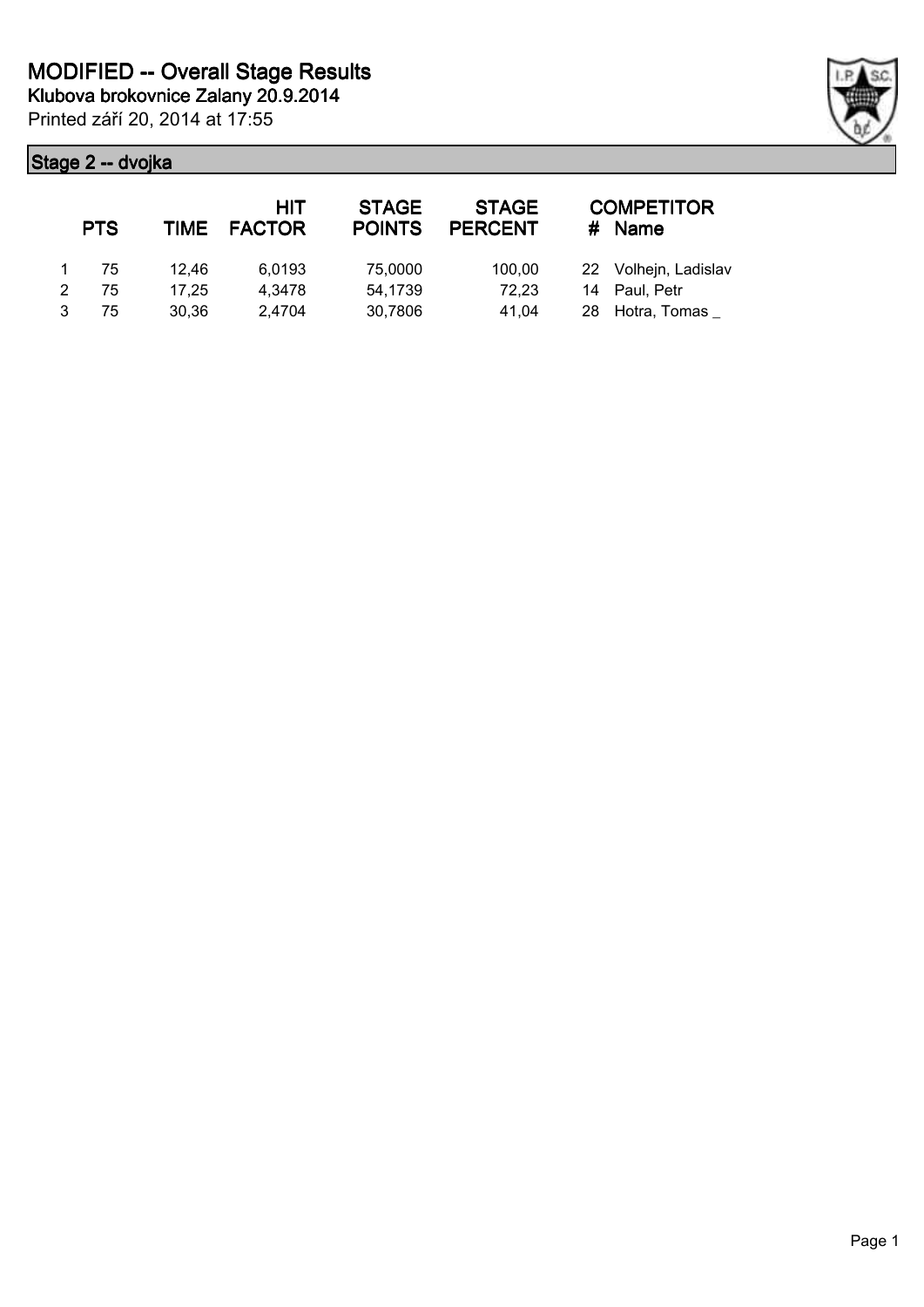# MODIFIED -- Overall Stage Results

**Klubova brokovnice Zalany 20.9.2014**

Printed září 20, 2014 at 17:55

## Stage 2 -- dvojka

| | PTS | TIME | HIT FACTOR | STAGE POINTS | STAGE PERCENT | # | COMPETITOR Name |
|---|---|---|---|---|---|---|---|
| 1 | 75 | 12,46 | 6,0193 | 75,0000 | 100,00 | 22 | Volhejn, Ladislav |
| 2 | 75 | 17,25 | 4,3478 | 54,1739 | 72,23 | 14 | Paul, Petr |
| 3 | 75 | 30,36 | 2,4704 | 30,7806 | 41,04 | 28 | Hotra, Tomas _ |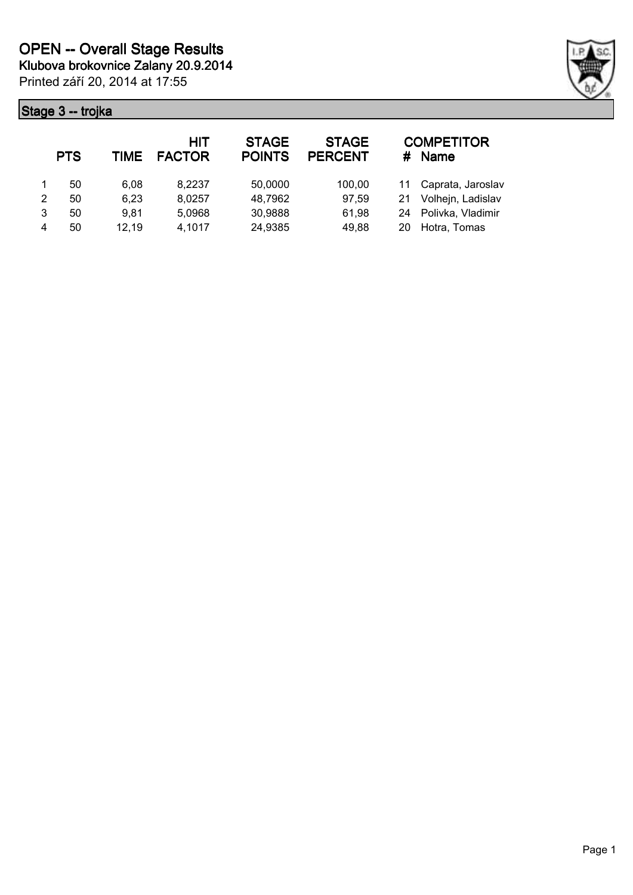# OPEN -- Overall Stage Results

**Klubova brokovnice Zalany 20.9.2014**

Printed září 20, 2014 at 17:55

## Stage 3 -- trojka

| | PTS | TIME | HIT FACTOR | STAGE POINTS | STAGE PERCENT | # | COMPETITOR Name |
|---|---|---|---|---|---|---|---|
| 1 | 50 | 6,08 | 8,2237 | 50,0000 | 100,00 | 11 | Caprata, Jaroslav |
| 2 | 50 | 6,23 | 8,0257 | 48,7962 | 97,59 | 21 | Volhejn, Ladislav |
| 3 | 50 | 9,81 | 5,0968 | 30,9888 | 61,98 | 24 | Polivka, Vladimir |
| 4 | 50 | 12,19 | 4,1017 | 24,9385 | 49,88 | 20 | Hotra, Tomas |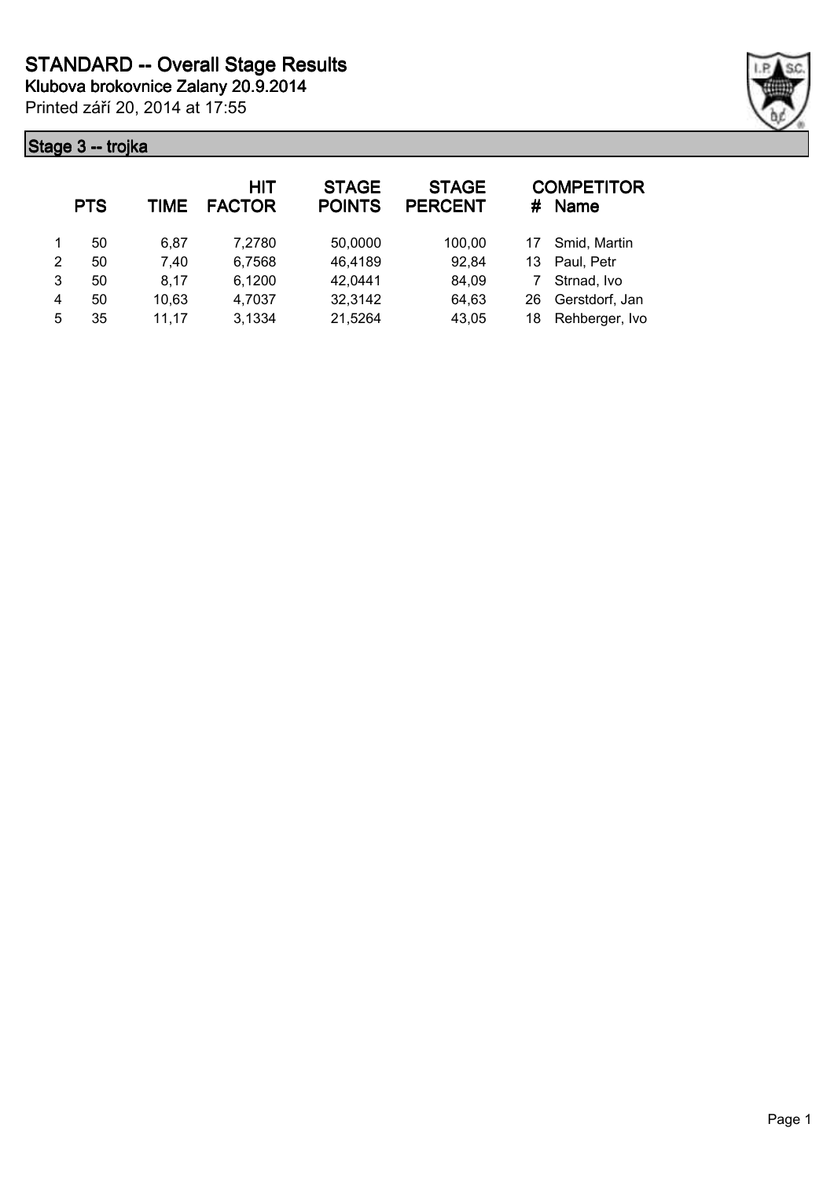# STANDARD -- Overall Stage Results

**Klubova brokovnice Zalany 20.9.2014**

Printed září 20, 2014 at 17:55

## Stage 3 -- trojka

| | PTS | TIME | HIT FACTOR | STAGE POINTS | STAGE PERCENT | # | COMPETITOR Name |
|---|---|---|---|---|---|---|---|
| 1 | 50 | 6,87 | 7,2780 | 50,0000 | 100,00 | 17 | Smid, Martin |
| 2 | 50 | 7,40 | 6,7568 | 46,4189 | 92,84 | 13 | Paul, Petr |
| 3 | 50 | 8,17 | 6,1200 | 42,0441 | 84,09 | 7 | Strnad, Ivo |
| 4 | 50 | 10,63 | 4,7037 | 32,3142 | 64,63 | 26 | Gerstdorf, Jan |
| 5 | 35 | 11,17 | 3,1334 | 21,5264 | 43,05 | 18 | Rehberger, Ivo |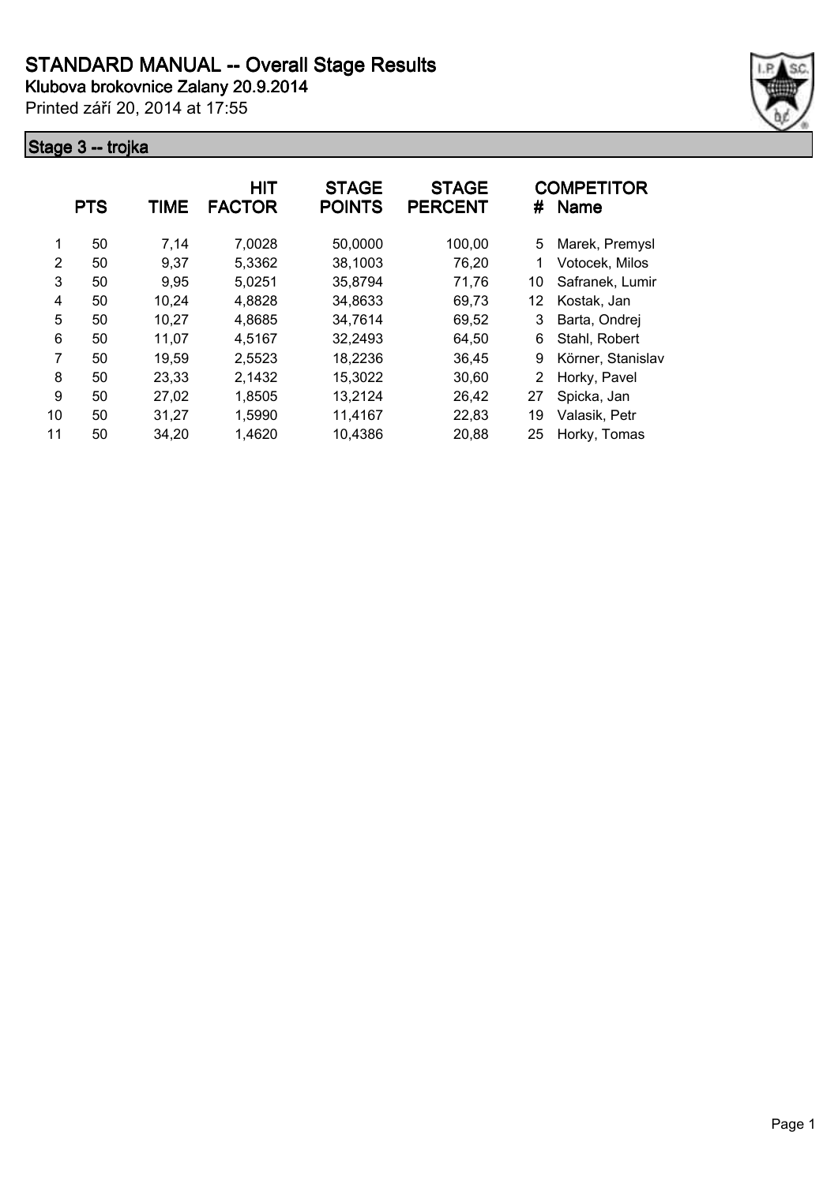# STANDARD MANUAL -- Overall Stage Results

**Klubova brokovnice Zalany 20.9.2014**

Printed září 20, 2014 at 17:55

## Stage 3 -- trojka

| | PTS | TIME | HIT FACTOR | STAGE POINTS | STAGE PERCENT | # | COMPETITOR Name |
|---|---|---|---|---|---|---|---|
| 1 | 50 | 7,14 | 7,0028 | 50,0000 | 100,00 | 5 | Marek, Premysl |
| 2 | 50 | 9,37 | 5,3362 | 38,1003 | 76,20 | 1 | Votocek, Milos |
| 3 | 50 | 9,95 | 5,0251 | 35,8794 | 71,76 | 10 | Safranek, Lumir |
| 4 | 50 | 10,24 | 4,8828 | 34,8633 | 69,73 | 12 | Kostak, Jan |
| 5 | 50 | 10,27 | 4,8685 | 34,7614 | 69,52 | 3 | Barta, Ondrej |
| 6 | 50 | 11,07 | 4,5167 | 32,2493 | 64,50 | 6 | Stahl, Robert |
| 7 | 50 | 19,59 | 2,5523 | 18,2236 | 36,45 | 9 | Körner, Stanislav |
| 8 | 50 | 23,33 | 2,1432 | 15,3022 | 30,60 | 2 | Horky, Pavel |
| 9 | 50 | 27,02 | 1,8505 | 13,2124 | 26,42 | 27 | Spicka, Jan |
| 10 | 50 | 31,27 | 1,5990 | 11,4167 | 22,83 | 19 | Valasik, Petr |
| 11 | 50 | 34,20 | 1,4620 | 10,4386 | 20,88 | 25 | Horky, Tomas |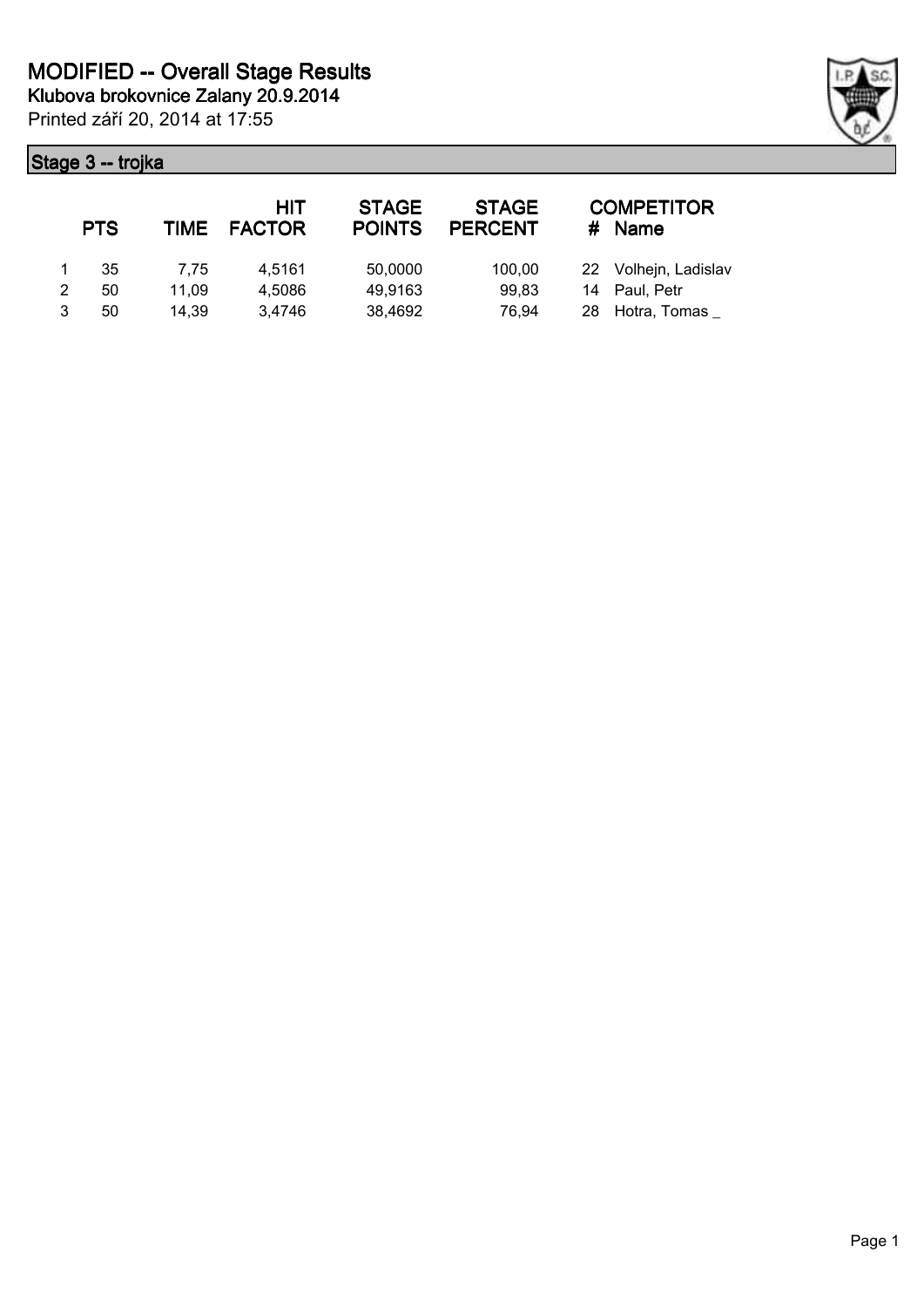# MODIFIED -- Overall Stage Results

**Klubova brokovnice Zalany 20.9.2014**

Printed září 20, 2014 at 17:55

## Stage 3 -- trojka

| | PTS | TIME | HIT FACTOR | STAGE POINTS | STAGE PERCENT | # | COMPETITOR Name |
|---|---|---|---|---|---|---|---|
| 1 | 35 | 7,75 | 4,5161 | 50,0000 | 100,00 | 22 | Volhejn, Ladislav |
| 2 | 50 | 11,09 | 4,5086 | 49,9163 | 99,83 | 14 | Paul, Petr |
| 3 | 50 | 14,39 | 3,4746 | 38,4692 | 76,94 | 28 | Hotra, Tomas _ |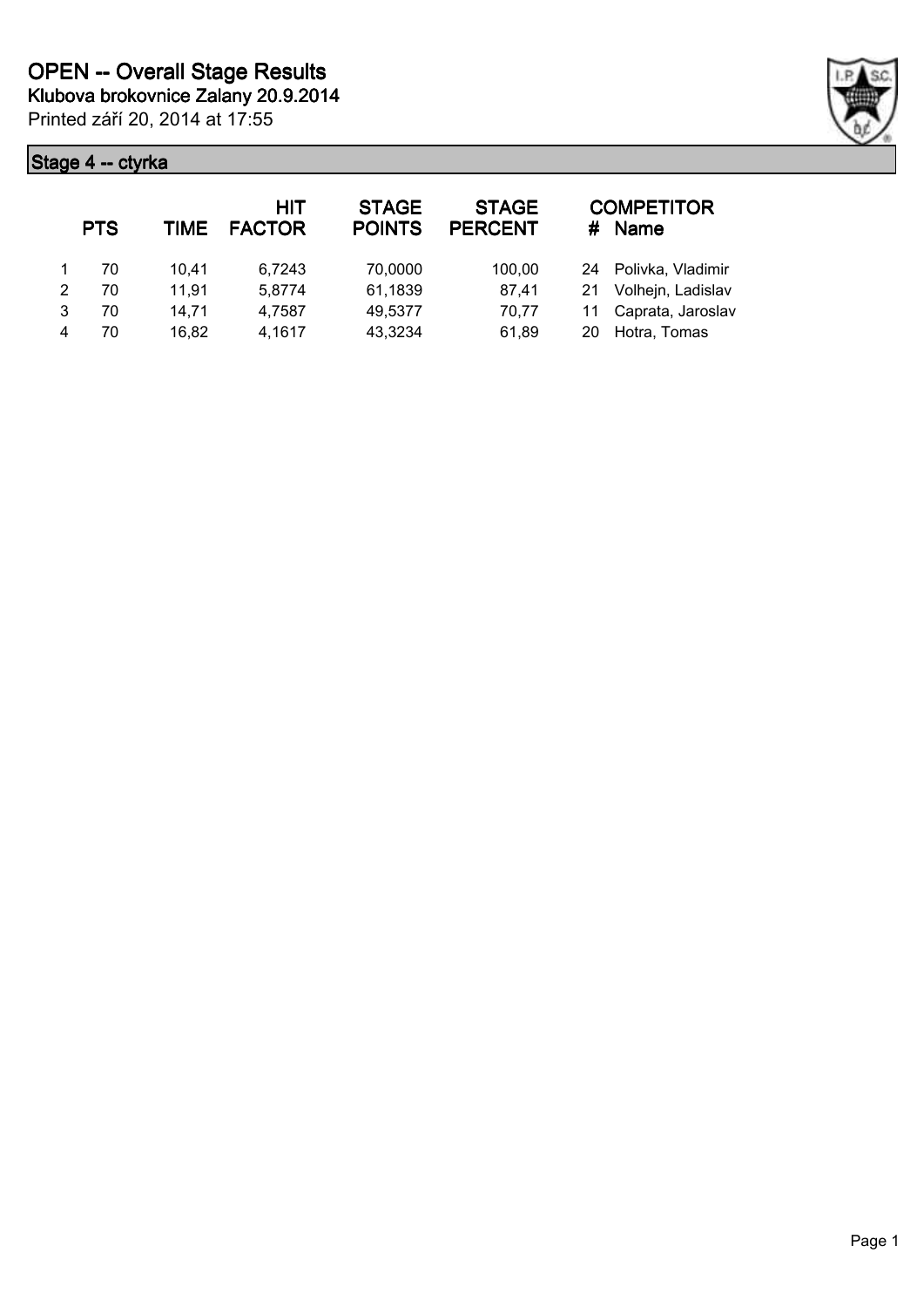# OPEN -- Overall Stage Results

**Klubova brokovnice Zalany 20.9.2014**

Printed září 20, 2014 at 17:55

## Stage 4 -- ctyrka

| | PTS | TIME | HIT FACTOR | STAGE POINTS | STAGE PERCENT | # | COMPETITOR Name |
|---|---|---|---|---|---|---|---|
| 1 | 70 | 10,41 | 6,7243 | 70,0000 | 100,00 | 24 | Polivka, Vladimir |
| 2 | 70 | 11,91 | 5,8774 | 61,1839 | 87,41 | 21 | Volhejn, Ladislav |
| 3 | 70 | 14,71 | 4,7587 | 49,5377 | 70,77 | 11 | Caprata, Jaroslav |
| 4 | 70 | 16,82 | 4,1617 | 43,3234 | 61,89 | 20 | Hotra, Tomas |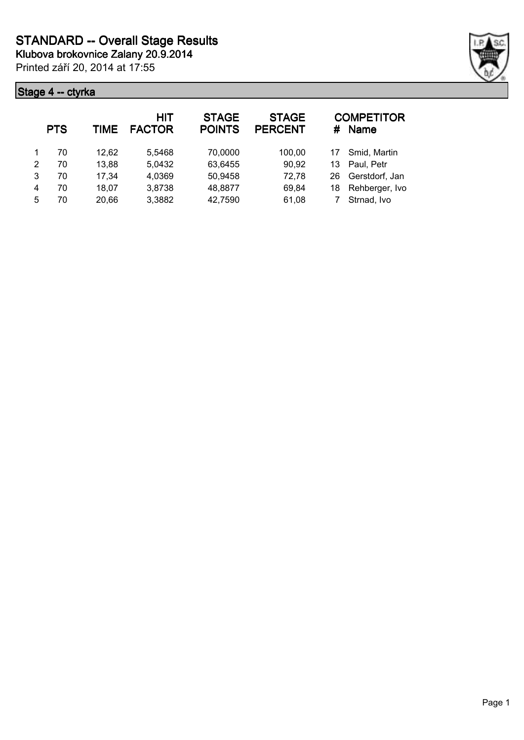# STANDARD -- Overall Stage Results

**Klubova brokovnice Zalany 20.9.2014**

Printed září 20, 2014 at 17:55

## Stage 4 -- ctyrka

| | PTS | TIME | HIT FACTOR | STAGE POINTS | STAGE PERCENT | # | COMPETITOR Name |
|---|---|---|---|---|---|---|---|
| 1 | 70 | 12,62 | 5,5468 | 70,0000 | 100,00 | 17 | Smid, Martin |
| 2 | 70 | 13,88 | 5,0432 | 63,6455 | 90,92 | 13 | Paul, Petr |
| 3 | 70 | 17,34 | 4,0369 | 50,9458 | 72,78 | 26 | Gerstdorf, Jan |
| 4 | 70 | 18,07 | 3,8738 | 48,8877 | 69,84 | 18 | Rehberger, Ivo |
| 5 | 70 | 20,66 | 3,3882 | 42,7590 | 61,08 | 7 | Strnad, Ivo |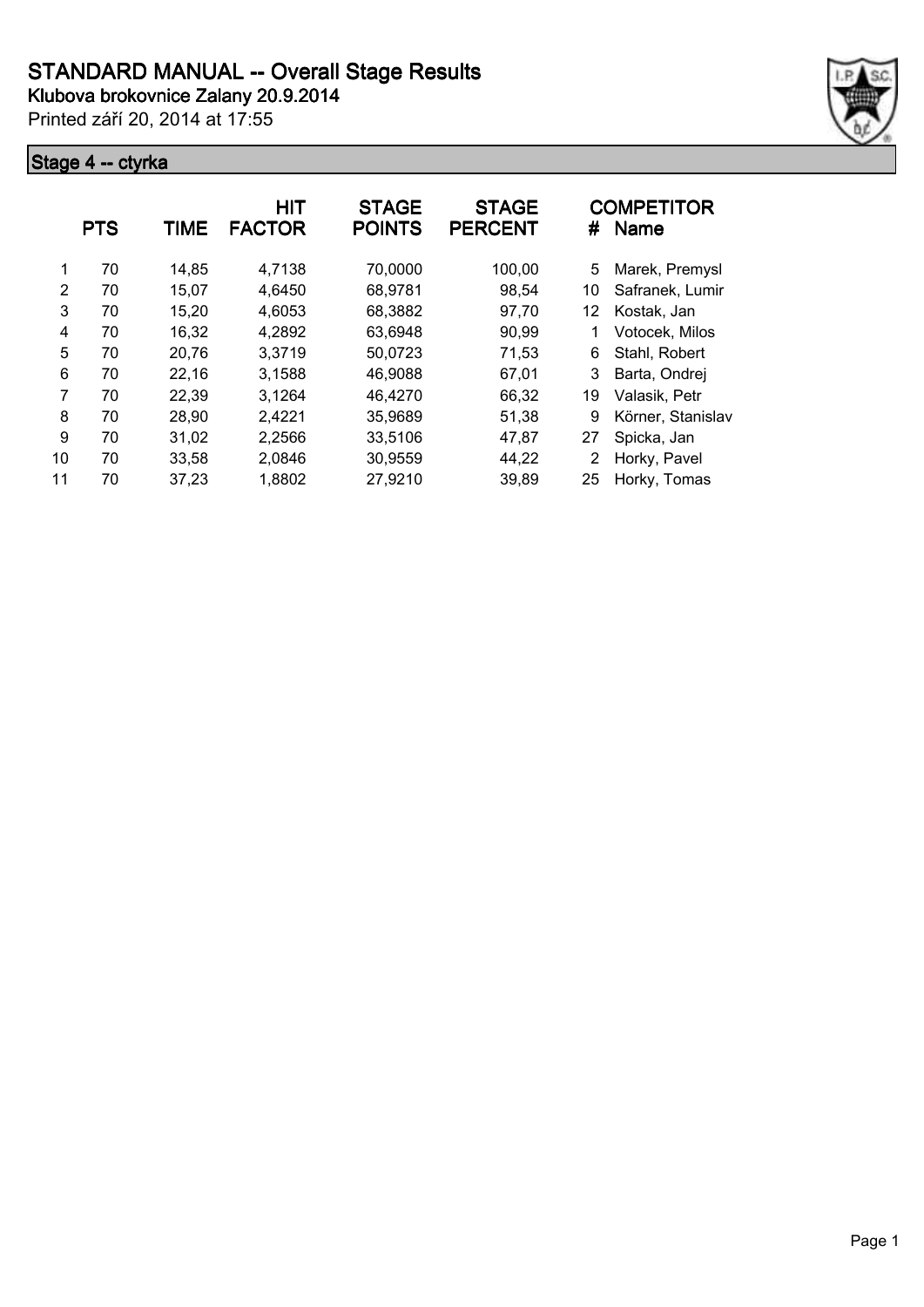# STANDARD MANUAL -- Overall Stage Results

**Klubova brokovnice Zalany 20.9.2014**

Printed září 20, 2014 at 17:55

## Stage 4 -- ctyrka

| | PTS | TIME | HIT FACTOR | STAGE POINTS | STAGE PERCENT | # | COMPETITOR Name |
|---|---|---|---|---|---|---|---|
| 1 | 70 | 14,85 | 4,7138 | 70,0000 | 100,00 | 5 | Marek, Premysl |
| 2 | 70 | 15,07 | 4,6450 | 68,9781 | 98,54 | 10 | Safranek, Lumir |
| 3 | 70 | 15,20 | 4,6053 | 68,3882 | 97,70 | 12 | Kostak, Jan |
| 4 | 70 | 16,32 | 4,2892 | 63,6948 | 90,99 | 1 | Votocek, Milos |
| 5 | 70 | 20,76 | 3,3719 | 50,0723 | 71,53 | 6 | Stahl, Robert |
| 6 | 70 | 22,16 | 3,1588 | 46,9088 | 67,01 | 3 | Barta, Ondrej |
| 7 | 70 | 22,39 | 3,1264 | 46,4270 | 66,32 | 19 | Valasik, Petr |
| 8 | 70 | 28,90 | 2,4221 | 35,9689 | 51,38 | 9 | Körner, Stanislav |
| 9 | 70 | 31,02 | 2,2566 | 33,5106 | 47,87 | 27 | Spicka, Jan |
| 10 | 70 | 33,58 | 2,0846 | 30,9559 | 44,22 | 2 | Horky, Pavel |
| 11 | 70 | 37,23 | 1,8802 | 27,9210 | 39,89 | 25 | Horky, Tomas |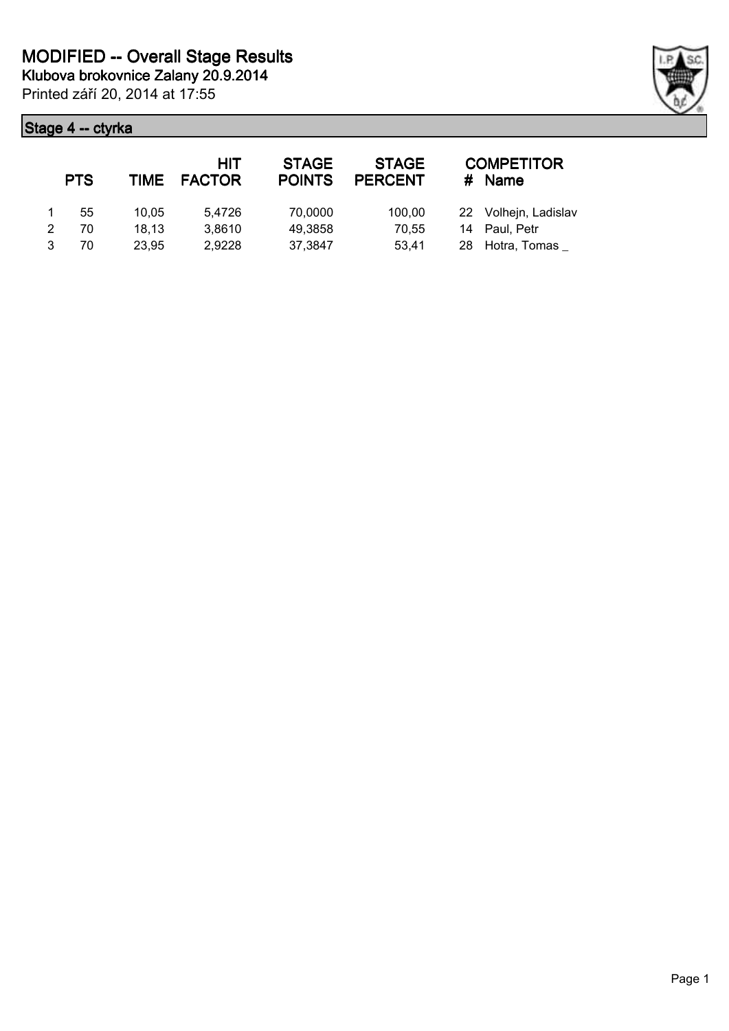# MODIFIED -- Overall Stage Results

**Klubova brokovnice Zalany 20.9.2014**

Printed září 20, 2014 at 17:55

## Stage 4 -- ctyrka

| | PTS | TIME | HIT FACTOR | STAGE POINTS | STAGE PERCENT | # | COMPETITOR Name |
|---|---|---|---|---|---|---|---|
| 1 | 55 | 10,05 | 5,4726 | 70,0000 | 100,00 | 22 | Volhejn, Ladislav |
| 2 | 70 | 18,13 | 3,8610 | 49,3858 | 70,55 | 14 | Paul, Petr |
| 3 | 70 | 23,95 | 2,9228 | 37,3847 | 53,41 | 28 | Hotra, Tomas _ |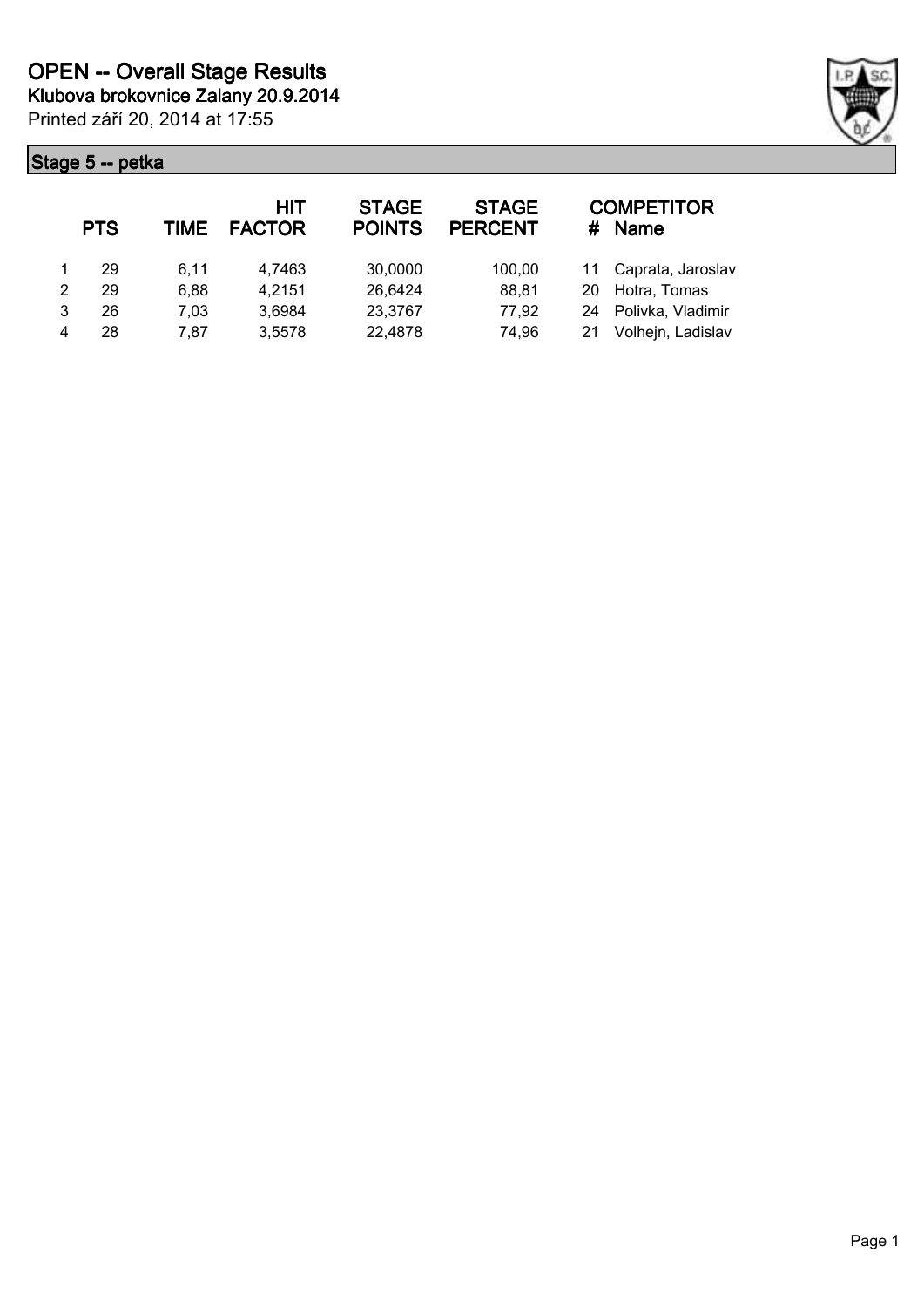# OPEN -- Overall Stage Results

**Klubova brokovnice Zalany 20.9.2014**

Printed září 20, 2014 at 17:55

## Stage 5 -- petka

| | PTS | TIME | HIT FACTOR | STAGE POINTS | STAGE PERCENT | # | COMPETITOR Name |
|---|---|---|---|---|---|---|---|
| 1 | 29 | 6,11 | 4,7463 | 30,0000 | 100,00 | 11 | Caprata, Jaroslav |
| 2 | 29 | 6,88 | 4,2151 | 26,6424 | 88,81 | 20 | Hotra, Tomas |
| 3 | 26 | 7,03 | 3,6984 | 23,3767 | 77,92 | 24 | Polivka, Vladimir |
| 4 | 28 | 7,87 | 3,5578 | 22,4878 | 74,96 | 21 | Volhejn, Ladislav |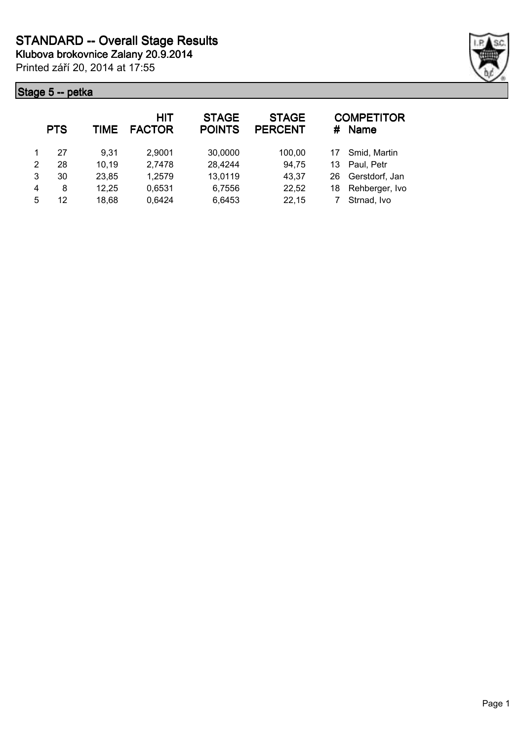# STANDARD -- Overall Stage Results

**Klubova brokovnice Zalany 20.9.2014**

Printed září 20, 2014 at 17:55

## Stage 5 -- petka

| | PTS | TIME | HIT FACTOR | STAGE POINTS | STAGE PERCENT | # | COMPETITOR Name |
|---|---|---|---|---|---|---|---|
| 1 | 27 | 9,31 | 2,9001 | 30,0000 | 100,00 | 17 | Smid, Martin |
| 2 | 28 | 10,19 | 2,7478 | 28,4244 | 94,75 | 13 | Paul, Petr |
| 3 | 30 | 23,85 | 1,2579 | 13,0119 | 43,37 | 26 | Gerstdorf, Jan |
| 4 | 8 | 12,25 | 0,6531 | 6,7556 | 22,52 | 18 | Rehberger, Ivo |
| 5 | 12 | 18,68 | 0,6424 | 6,6453 | 22,15 | 7 | Strnad, Ivo |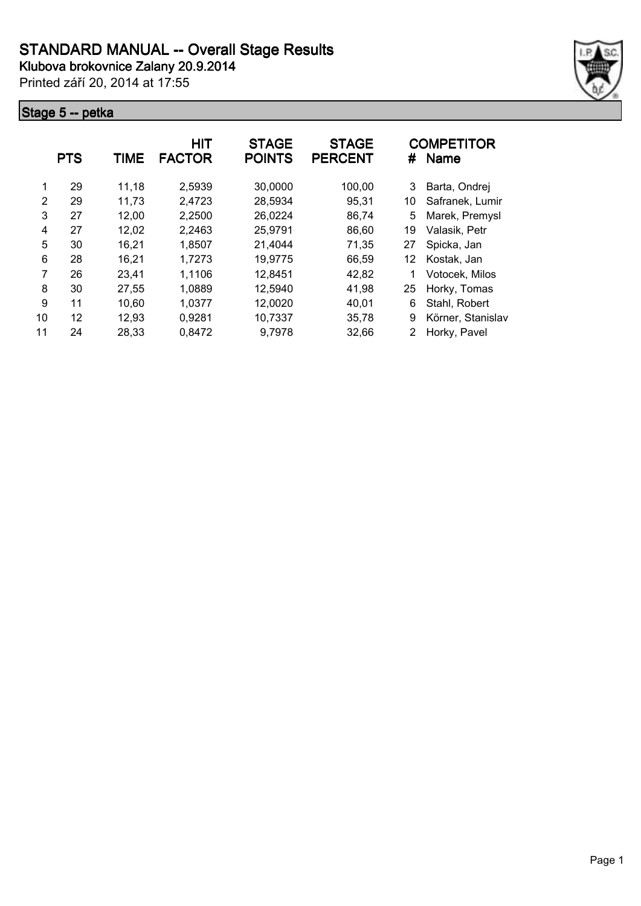# STANDARD MANUAL -- Overall Stage Results

**Klubova brokovnice Zalany 20.9.2014**

Printed září 20, 2014 at 17:55

## Stage 5 -- petka

| | PTS | TIME | HIT FACTOR | STAGE POINTS | STAGE PERCENT | # | COMPETITOR Name |
|---|---|---|---|---|---|---|---|
| 1 | 29 | 11,18 | 2,5939 | 30,0000 | 100,00 | 3 | Barta, Ondrej |
| 2 | 29 | 11,73 | 2,4723 | 28,5934 | 95,31 | 10 | Safranek, Lumir |
| 3 | 27 | 12,00 | 2,2500 | 26,0224 | 86,74 | 5 | Marek, Premysl |
| 4 | 27 | 12,02 | 2,2463 | 25,9791 | 86,60 | 19 | Valasik, Petr |
| 5 | 30 | 16,21 | 1,8507 | 21,4044 | 71,35 | 27 | Spicka, Jan |
| 6 | 28 | 16,21 | 1,7273 | 19,9775 | 66,59 | 12 | Kostak, Jan |
| 7 | 26 | 23,41 | 1,1106 | 12,8451 | 42,82 | 1 | Votocek, Milos |
| 8 | 30 | 27,55 | 1,0889 | 12,5940 | 41,98 | 25 | Horky, Tomas |
| 9 | 11 | 10,60 | 1,0377 | 12,0020 | 40,01 | 6 | Stahl, Robert |
| 10 | 12 | 12,93 | 0,9281 | 10,7337 | 35,78 | 9 | Körner, Stanislav |
| 11 | 24 | 28,33 | 0,8472 | 9,7978 | 32,66 | 2 | Horky, Pavel |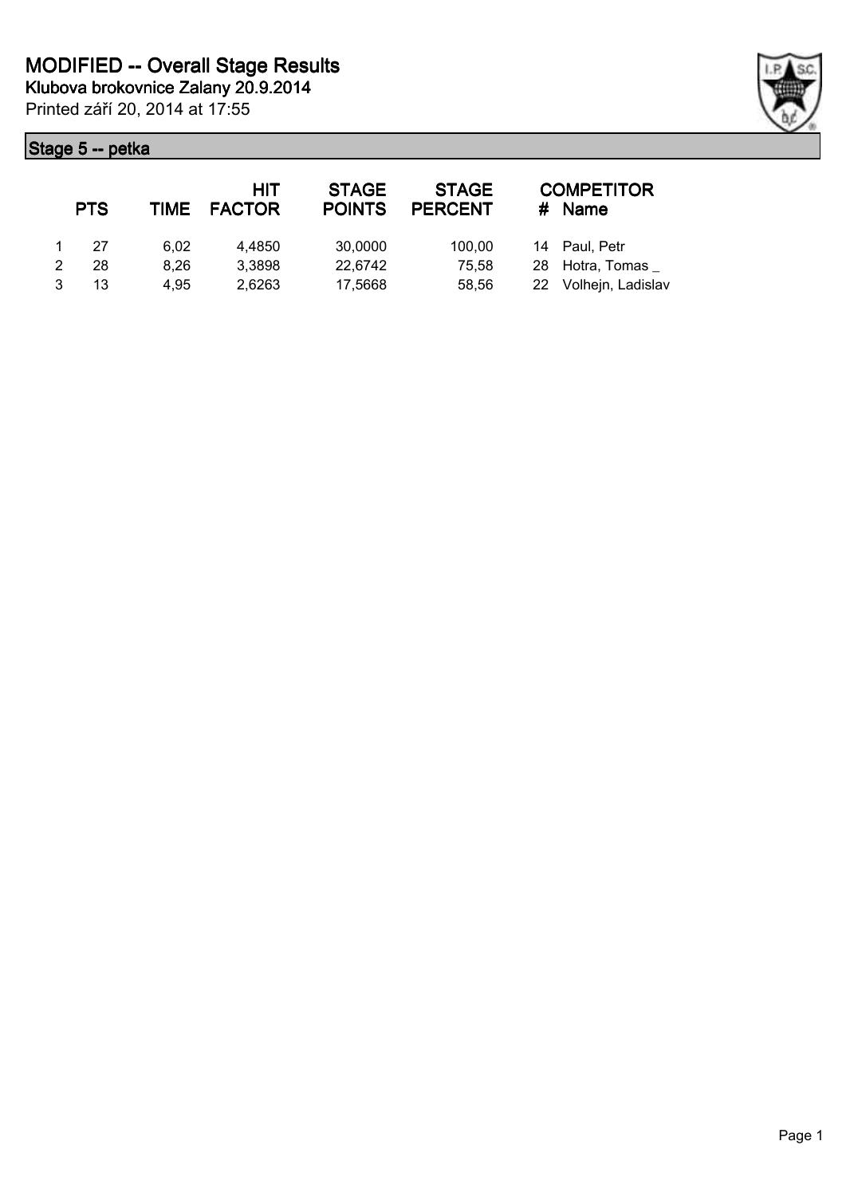# MODIFIED -- Overall Stage Results

**Klubova brokovnice Zalany 20.9.2014**

Printed září 20, 2014 at 17:55

## Stage 5 -- petka

| | PTS | TIME | HIT FACTOR | STAGE POINTS | STAGE PERCENT | # | COMPETITOR Name |
|---|---|---|---|---|---|---|---|
| 1 | 27 | 6,02 | 4,4850 | 30,0000 | 100,00 | 14 | Paul, Petr |
| 2 | 28 | 8,26 | 3,3898 | 22,6742 | 75,58 | 28 | Hotra, Tomas _ |
| 3 | 13 | 4,95 | 2,6263 | 17,5668 | 58,56 | 22 | Volhejn, Ladislav |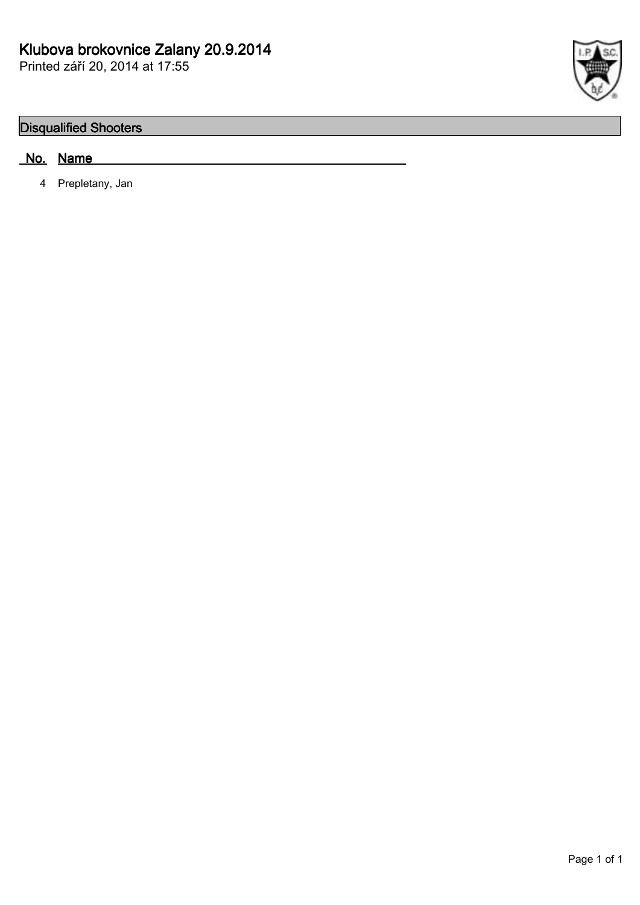# Klubova brokovnice Zalany 20.9.2014

Printed září 20, 2014 at 17:55

## Disqualified Shooters

| No. | Name |
| --- | --- |
| 4 | Prepletany, Jan |